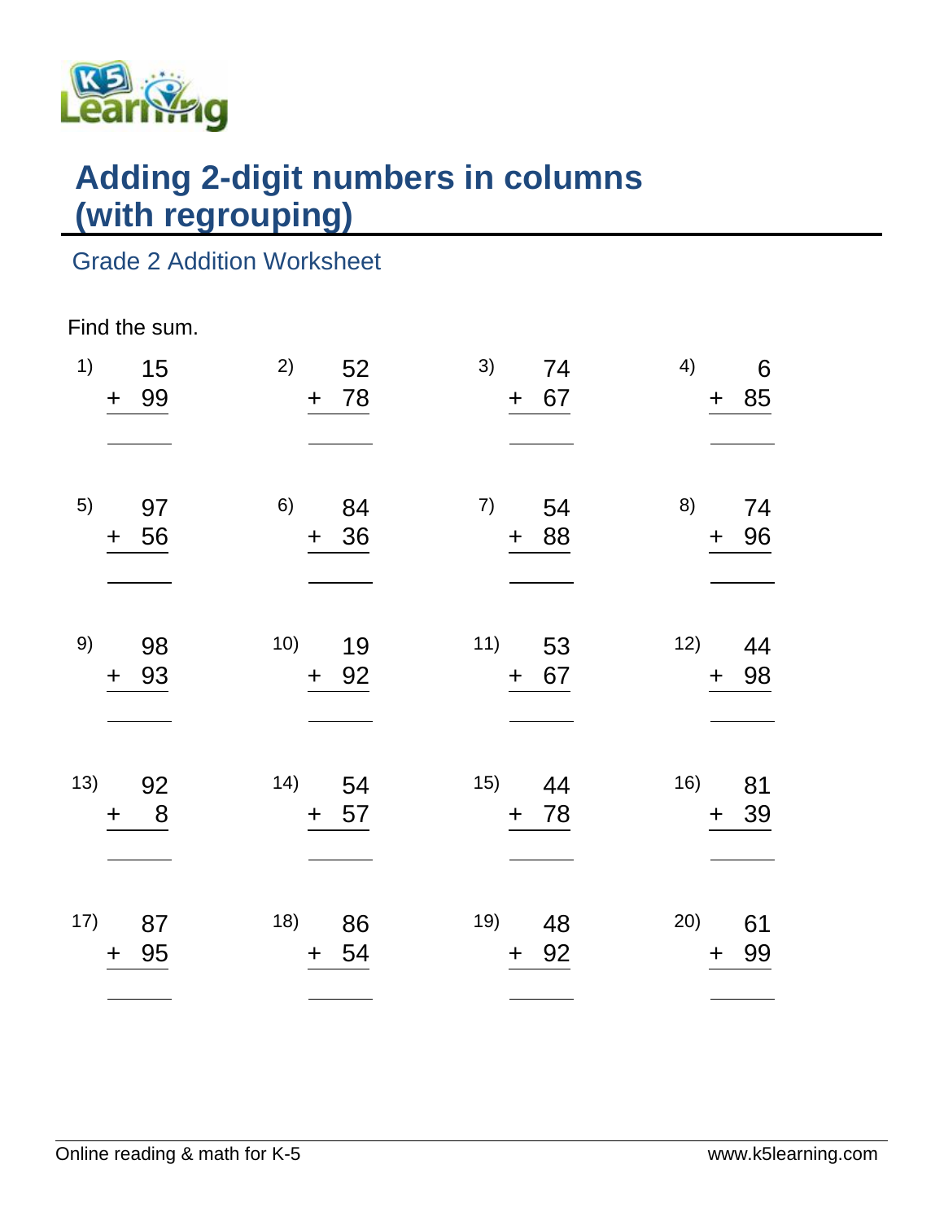# Adding 2-digit numbers in columns (with regrouping)

## Grade 2 Addition Worksheet

Find the sum.

| | | | |
|---|---|---|---|
| 1) $\begin{array}{r} 15 \\ +\ 99 \\ \hline \end{array}$ | 2) $\begin{array}{r} 52 \\ +\ 78 \\ \hline \end{array}$ | 3) $\begin{array}{r} 74 \\ +\ 67 \\ \hline \end{array}$ | 4) $\begin{array}{r} 6 \\ +\ 85 \\ \hline \end{array}$ |
| 5) $\begin{array}{r} 97 \\ +\ 56 \\ \hline \end{array}$ | 6) $\begin{array}{r} 84 \\ +\ 36 \\ \hline \end{array}$ | 7) $\begin{array}{r} 54 \\ +\ 88 \\ \hline \end{array}$ | 8) $\begin{array}{r} 74 \\ +\ 96 \\ \hline \end{array}$ |
| 9) $\begin{array}{r} 98 \\ +\ 93 \\ \hline \end{array}$ | 10) $\begin{array}{r} 19 \\ +\ 92 \\ \hline \end{array}$ | 11) $\begin{array}{r} 53 \\ +\ 67 \\ \hline \end{array}$ | 12) $\begin{array}{r} 44 \\ +\ 98 \\ \hline \end{array}$ |
| 13) $\begin{array}{r} 92 \\ +\ 8 \\ \hline \end{array}$ | 14) $\begin{array}{r} 54 \\ +\ 57 \\ \hline \end{array}$ | 15) $\begin{array}{r} 44 \\ +\ 78 \\ \hline \end{array}$ | 16) $\begin{array}{r} 81 \\ +\ 39 \\ \hline \end{array}$ |
| 17) $\begin{array}{r} 87 \\ +\ 95 \\ \hline \end{array}$ | 18) $\begin{array}{r} 86 \\ +\ 54 \\ \hline \end{array}$ | 19) $\begin{array}{r} 48 \\ +\ 92 \\ \hline \end{array}$ | 20) $\begin{array}{r} 61 \\ +\ 99 \\ \hline \end{array}$ |

Online reading & math for K-5 www.k5learning.com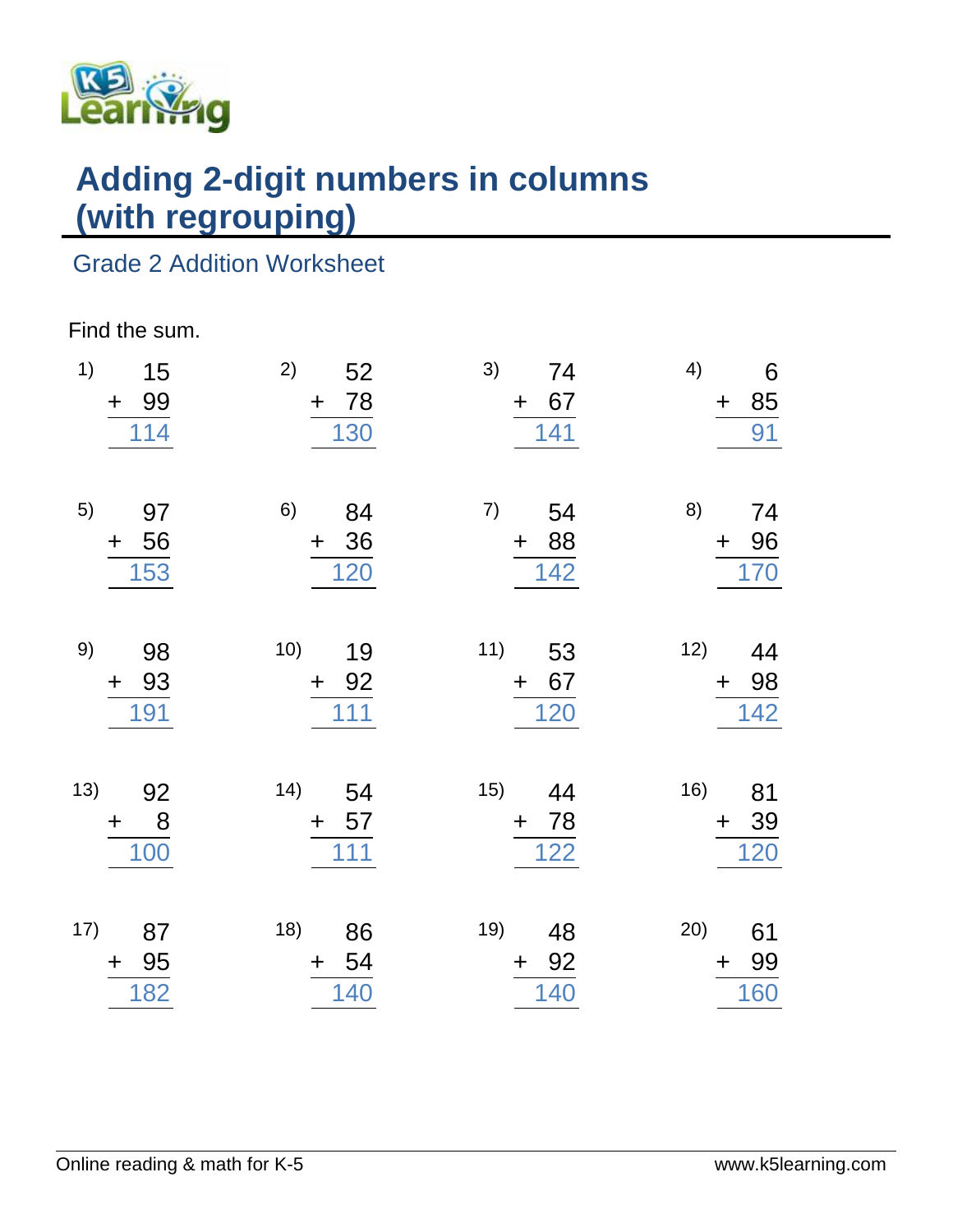# Adding 2-digit numbers in columns (with regrouping)

## Grade 2 Addition Worksheet

Find the sum.

1) $15 + 99 = 114$

2) $52 + 78 = 130$

3) $74 + 67 = 141$

4) $6 + 85 = 91$

5) $97 + 56 = 153$

6) $84 + 36 = 120$

7) $54 + 88 = 142$

8) $74 + 96 = 170$

9) $98 + 93 = 191$

10) $19 + 92 = 111$

11) $53 + 67 = 120$

12) $44 + 98 = 142$

13) $92 + 8 = 100$

14) $54 + 57 = 111$

15) $44 + 78 = 122$

16) $81 + 39 = 120$

17) $87 + 95 = 182$

18) $86 + 54 = 140$

19) $48 + 92 = 140$

20) $61 + 99 = 160$

Online reading & math for K-5 www.k5learning.com